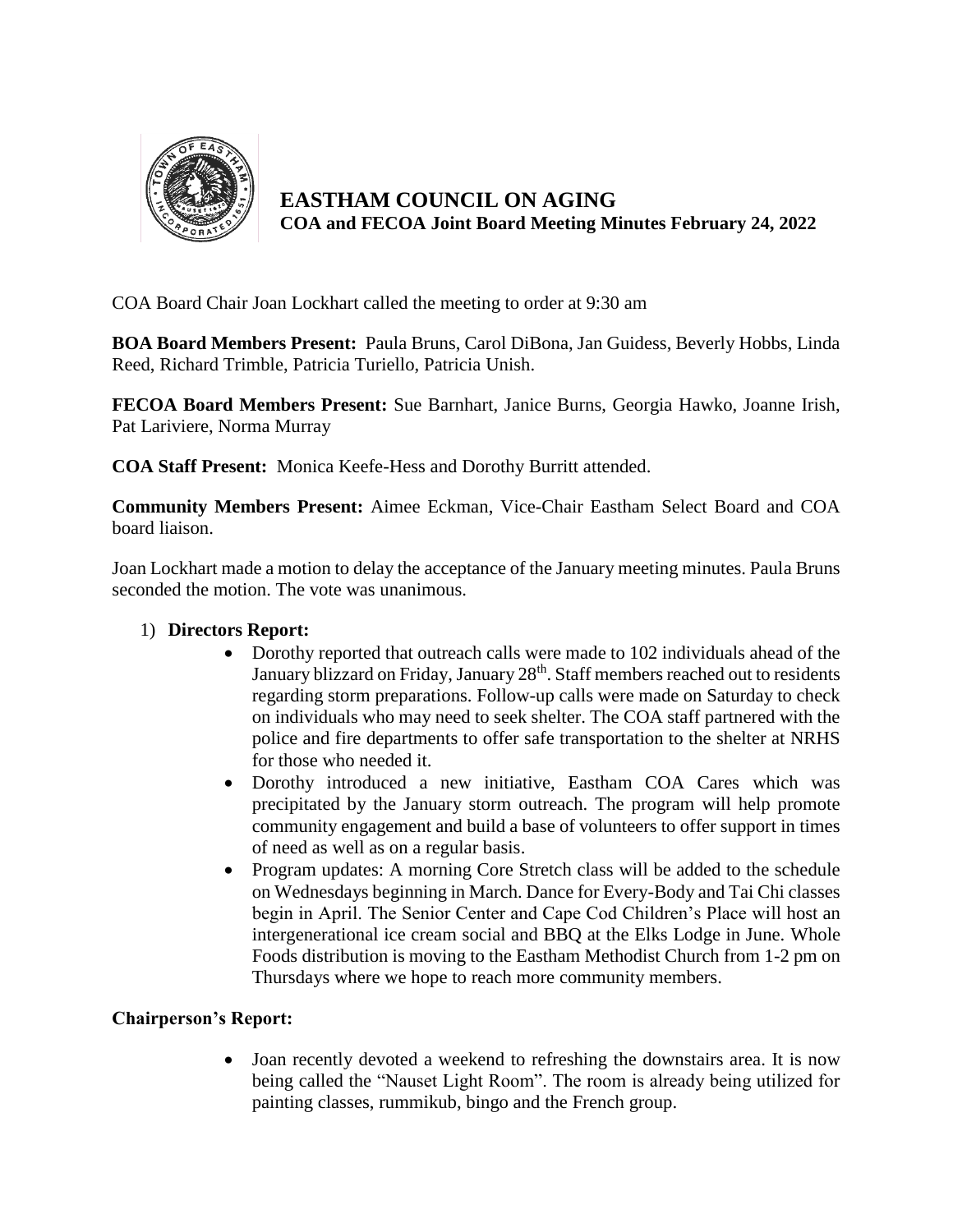# EASTHAM COUNCIL ON AGING

## COA and FECOA Joint Board Meeting Minutes February 24, 2022

COA Board Chair Joan Lockhart called the meeting to order at 9:30 am

**BOA Board Members Present:** Paula Bruns, Carol DiBona, Jan Guidess, Beverly Hobbs, Linda Reed, Richard Trimble, Patricia Turiello, Patricia Unish.

**FECOA Board Members Present:** Sue Barnhart, Janice Burns, Georgia Hawko, Joanne Irish, Pat Lariviere, Norma Murray

**COA Staff Present:** Monica Keefe-Hess and Dorothy Burritt attended.

**Community Members Present:** Aimee Eckman, Vice-Chair Eastham Select Board and COA board liaison.

Joan Lockhart made a motion to delay the acceptance of the January meeting minutes. Paula Bruns seconded the motion. The vote was unanimous.

1) **Directors Report:**
   - Dorothy reported that outreach calls were made to 102 individuals ahead of the January blizzard on Friday, January 28th. Staff members reached out to residents regarding storm preparations. Follow-up calls were made on Saturday to check on individuals who may need to seek shelter. The COA staff partnered with the police and fire departments to offer safe transportation to the shelter at NRHS for those who needed it.
   - Dorothy introduced a new initiative, Eastham COA Cares which was precipitated by the January storm outreach. The program will help promote community engagement and build a base of volunteers to offer support in times of need as well as on a regular basis.
   - Program updates: A morning Core Stretch class will be added to the schedule on Wednesdays beginning in March. Dance for Every-Body and Tai Chi classes begin in April. The Senior Center and Cape Cod Children's Place will host an intergenerational ice cream social and BBQ at the Elks Lodge in June. Whole Foods distribution is moving to the Eastham Methodist Church from 1-2 pm on Thursdays where we hope to reach more community members.

**Chairperson's Report:**

- Joan recently devoted a weekend to refreshing the downstairs area. It is now being called the "Nauset Light Room". The room is already being utilized for painting classes, rummikub, bingo and the French group.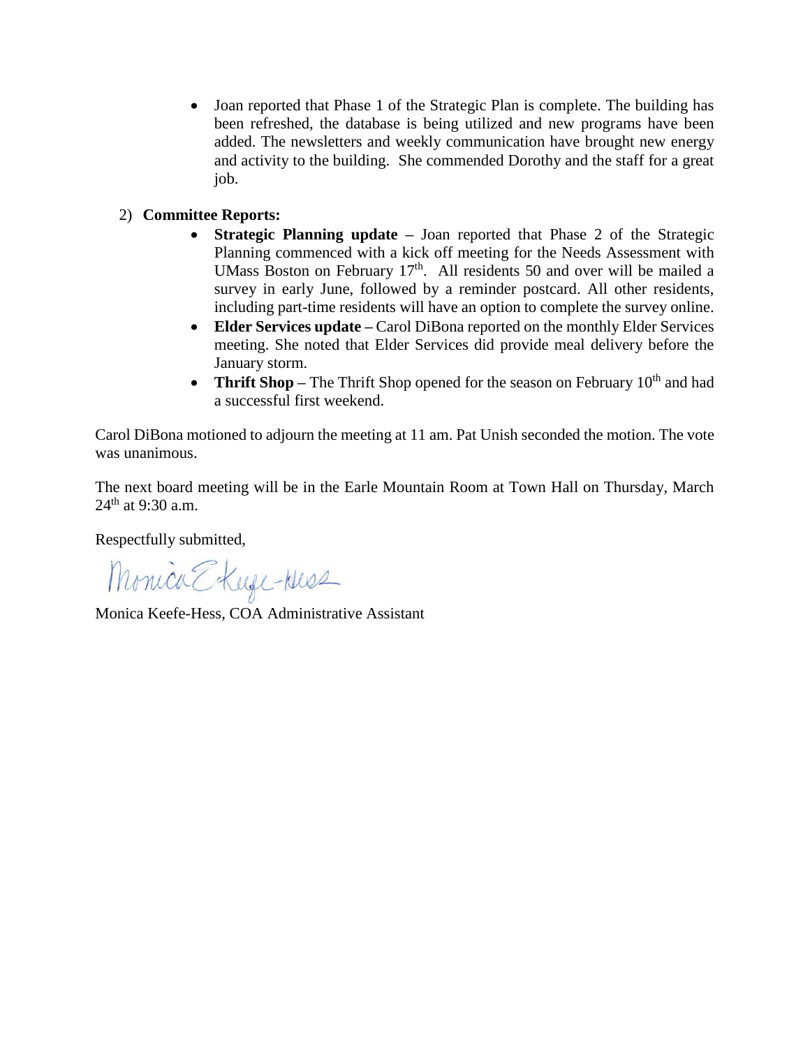- Joan reported that Phase 1 of the Strategic Plan is complete. The building has been refreshed, the database is being utilized and new programs have been added. The newsletters and weekly communication have brought new energy and activity to the building. She commended Dorothy and the staff for a great job.

2) **Committee Reports:**
   - **Strategic Planning update –** Joan reported that Phase 2 of the Strategic Planning commenced with a kick off meeting for the Needs Assessment with UMass Boston on February 17th. All residents 50 and over will be mailed a survey in early June, followed by a reminder postcard. All other residents, including part-time residents will have an option to complete the survey online.
   - **Elder Services update –** Carol DiBona reported on the monthly Elder Services meeting. She noted that Elder Services did provide meal delivery before the January storm.
   - **Thrift Shop –** The Thrift Shop opened for the season on February 10th and had a successful first weekend.

Carol DiBona motioned to adjourn the meeting at 11 am. Pat Unish seconded the motion. The vote was unanimous.

The next board meeting will be in the Earle Mountain Room at Town Hall on Thursday, March 24th at 9:30 a.m.

Respectfully submitted,

Monica E Keefe-Hess

Monica Keefe-Hess, COA Administrative Assistant